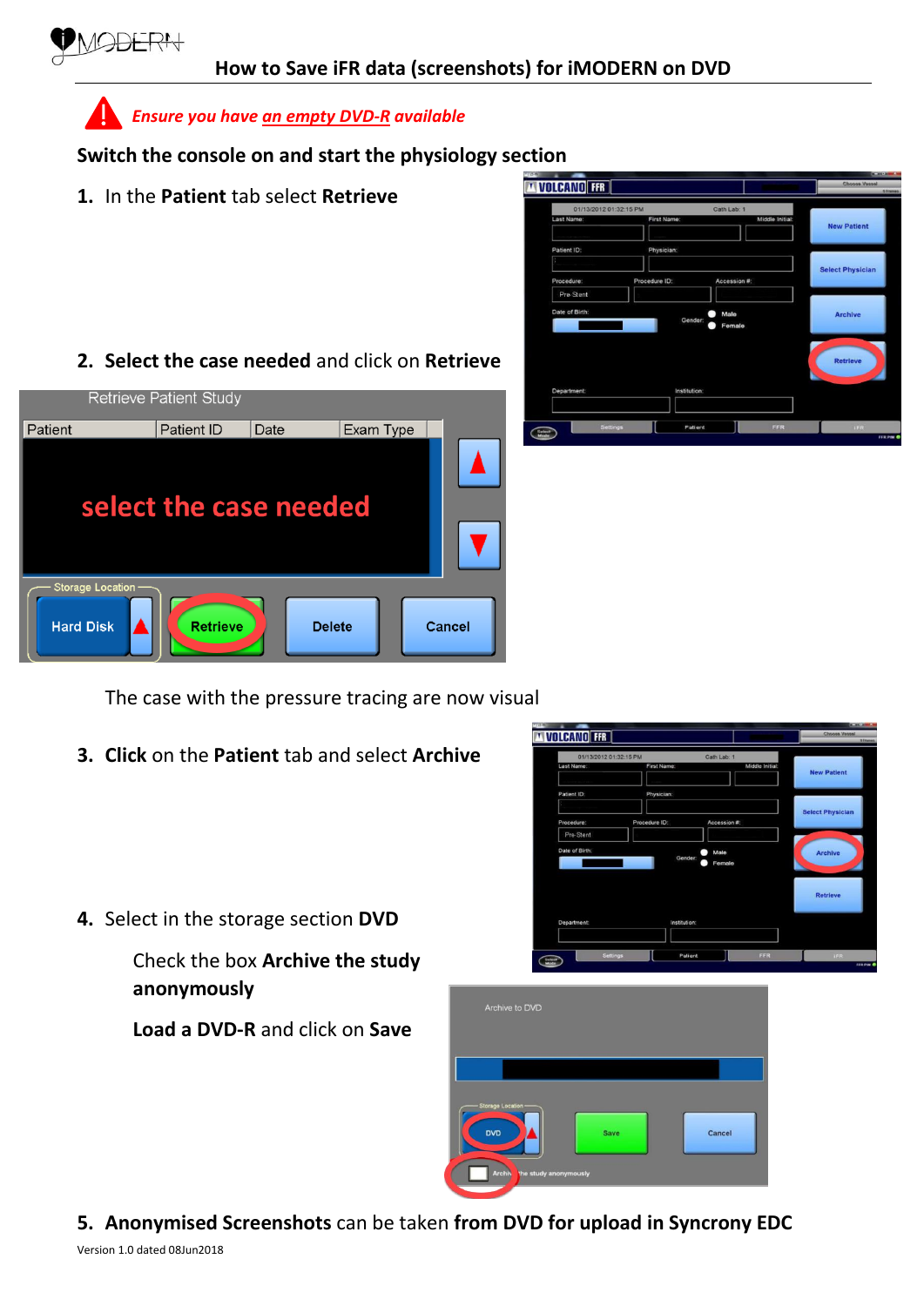# How to Save iFR data (screenshots) for iMODERN on DVD

***Ensure you have an empty DVD-R available***

**Switch the console on and start the physiology section**

1. In the **Patient** tab select **Retrieve**

2. **Select the case needed** and click on **Retrieve**

The case with the pressure tracing are now visual

3. **Click** on the **Patient** tab and select **Archive**

4. Select in the storage section **DVD**

   Check the box **Archive the study anonymously**

   **Load a DVD-R** and click on **Save**

5. **Anonymised Screenshots** can be taken **from DVD for upload in Syncrony EDC**

Version 1.0 dated 08Jun2018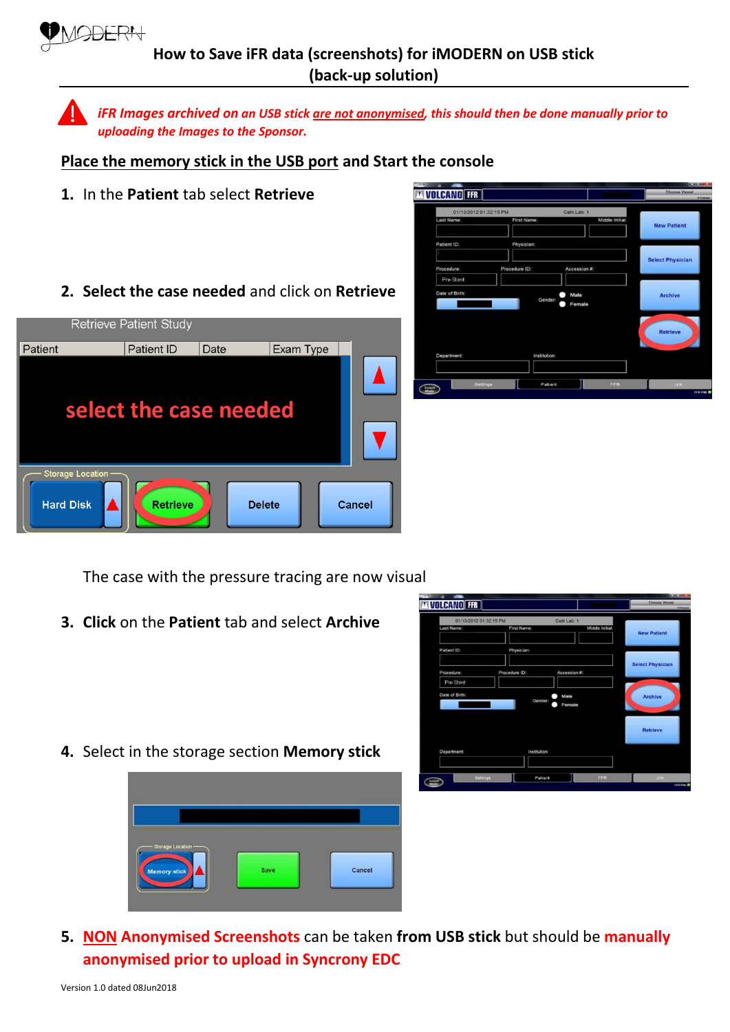# How to Save iFR data (screenshots) for iMODERN on USB stick (back-up solution)

***iFR Images archived on an USB stick are not anonymised, this should then be done manually prior to uploading the Images to the Sponsor.***

## Place the memory stick in the USB port and Start the console

1. In the **Patient** tab select **Retrieve**

2. **Select the case needed** and click on **Retrieve**

The case with the pressure tracing are now visual

3. **Click** on the **Patient** tab and select **Archive**

4. Select in the storage section **Memory stick**

5. **NON Anonymised Screenshots** can be taken **from USB stick** but should be **manually anonymised prior to upload in Syncrony EDC**

Version 1.0 dated 08Jun2018